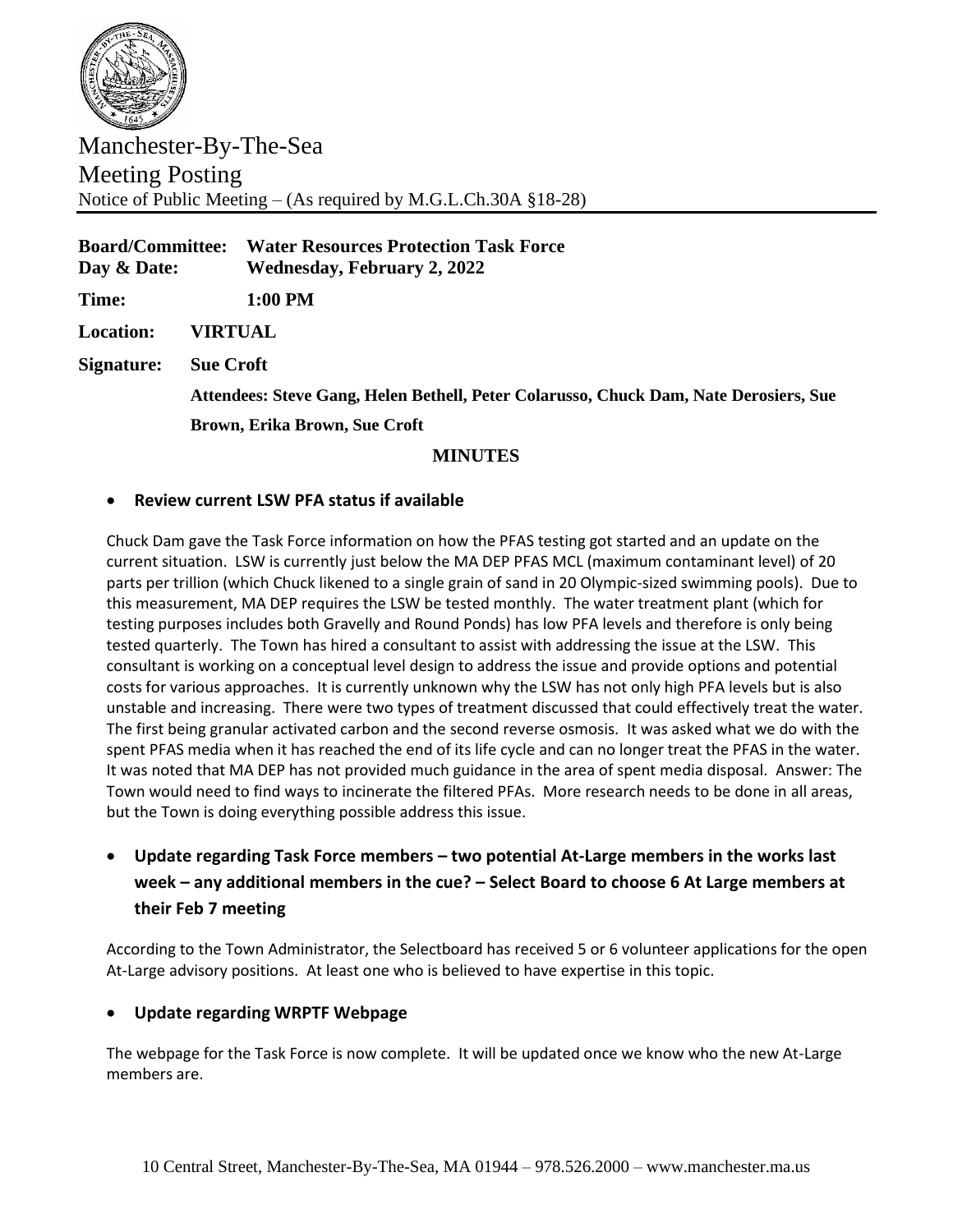# Manchester-By-The-Sea

## Meeting Posting

Notice of Public Meeting – (As required by M.G.L.Ch.30A §18-28)

**Board/Committee:** **Water Resources Protection Task Force**
**Day & Date:** **Wednesday, February 2, 2022**

**Time:** **1:00 PM**

**Location:** **VIRTUAL**

**Signature:** **Sue Croft**

**Attendees: Steve Gang, Helen Bethell, Peter Colarusso, Chuck Dam, Nate Derosiers, Sue Brown, Erika Brown, Sue Croft**

**MINUTES**

- **Review current LSW PFA status if available**

Chuck Dam gave the Task Force information on how the PFAS testing got started and an update on the current situation. LSW is currently just below the MA DEP PFAS MCL (maximum contaminant level) of 20 parts per trillion (which Chuck likened to a single grain of sand in 20 Olympic-sized swimming pools). Due to this measurement, MA DEP requires the LSW be tested monthly. The water treatment plant (which for testing purposes includes both Gravelly and Round Ponds) has low PFA levels and therefore is only being tested quarterly. The Town has hired a consultant to assist with addressing the issue at the LSW. This consultant is working on a conceptual level design to address the issue and provide options and potential costs for various approaches. It is currently unknown why the LSW has not only high PFA levels but is also unstable and increasing. There were two types of treatment discussed that could effectively treat the water. The first being granular activated carbon and the second reverse osmosis. It was asked what we do with the spent PFAS media when it has reached the end of its life cycle and can no longer treat the PFAS in the water. It was noted that MA DEP has not provided much guidance in the area of spent media disposal. Answer: The Town would need to find ways to incinerate the filtered PFAs. More research needs to be done in all areas, but the Town is doing everything possible address this issue.

- **Update regarding Task Force members – two potential At-Large members in the works last week – any additional members in the cue? – Select Board to choose 6 At Large members at their Feb 7 meeting**

According to the Town Administrator, the Selectboard has received 5 or 6 volunteer applications for the open At-Large advisory positions. At least one who is believed to have expertise in this topic.

- **Update regarding WRPTF Webpage**

The webpage for the Task Force is now complete. It will be updated once we know who the new At-Large members are.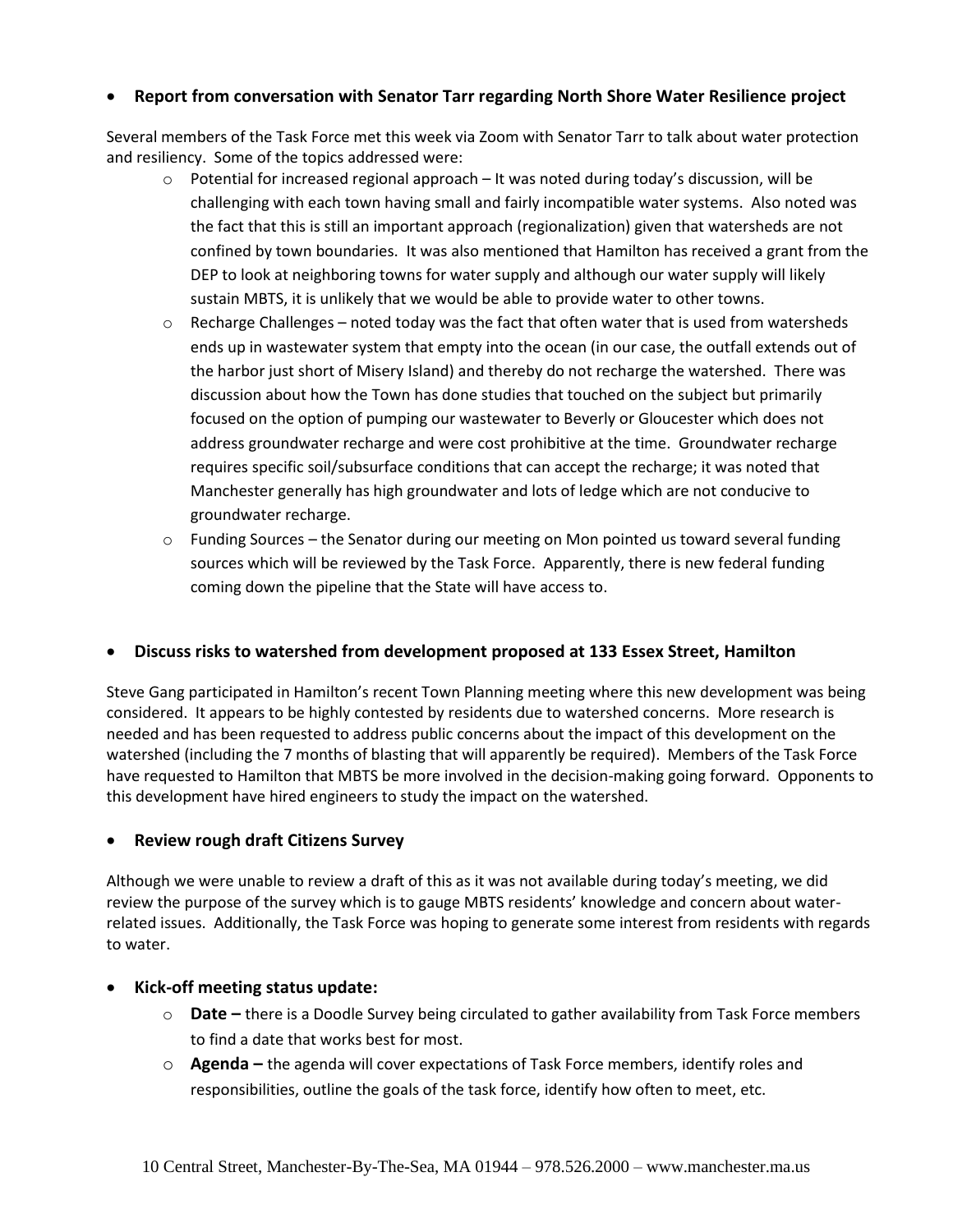- **Report from conversation with Senator Tarr regarding North Shore Water Resilience project**

Several members of the Task Force met this week via Zoom with Senator Tarr to talk about water protection and resiliency. Some of the topics addressed were:

  - Potential for increased regional approach – It was noted during today's discussion, will be challenging with each town having small and fairly incompatible water systems. Also noted was the fact that this is still an important approach (regionalization) given that watersheds are not confined by town boundaries. It was also mentioned that Hamilton has received a grant from the DEP to look at neighboring towns for water supply and although our water supply will likely sustain MBTS, it is unlikely that we would be able to provide water to other towns.
  - Recharge Challenges – noted today was the fact that often water that is used from watersheds ends up in wastewater system that empty into the ocean (in our case, the outfall extends out of the harbor just short of Misery Island) and thereby do not recharge the watershed. There was discussion about how the Town has done studies that touched on the subject but primarily focused on the option of pumping our wastewater to Beverly or Gloucester which does not address groundwater recharge and were cost prohibitive at the time. Groundwater recharge requires specific soil/subsurface conditions that can accept the recharge; it was noted that Manchester generally has high groundwater and lots of ledge which are not conducive to groundwater recharge.
  - Funding Sources – the Senator during our meeting on Mon pointed us toward several funding sources which will be reviewed by the Task Force. Apparently, there is new federal funding coming down the pipeline that the State will have access to.

- **Discuss risks to watershed from development proposed at 133 Essex Street, Hamilton**

Steve Gang participated in Hamilton's recent Town Planning meeting where this new development was being considered. It appears to be highly contested by residents due to watershed concerns. More research is needed and has been requested to address public concerns about the impact of this development on the watershed (including the 7 months of blasting that will apparently be required). Members of the Task Force have requested to Hamilton that MBTS be more involved in the decision-making going forward. Opponents to this development have hired engineers to study the impact on the watershed.

- **Review rough draft Citizens Survey**

Although we were unable to review a draft of this as it was not available during today's meeting, we did review the purpose of the survey which is to gauge MBTS residents' knowledge and concern about water-related issues. Additionally, the Task Force was hoping to generate some interest from residents with regards to water.

- **Kick-off meeting status update:**
  - **Date –** there is a Doodle Survey being circulated to gather availability from Task Force members to find a date that works best for most.
  - **Agenda –** the agenda will cover expectations of Task Force members, identify roles and responsibilities, outline the goals of the task force, identify how often to meet, etc.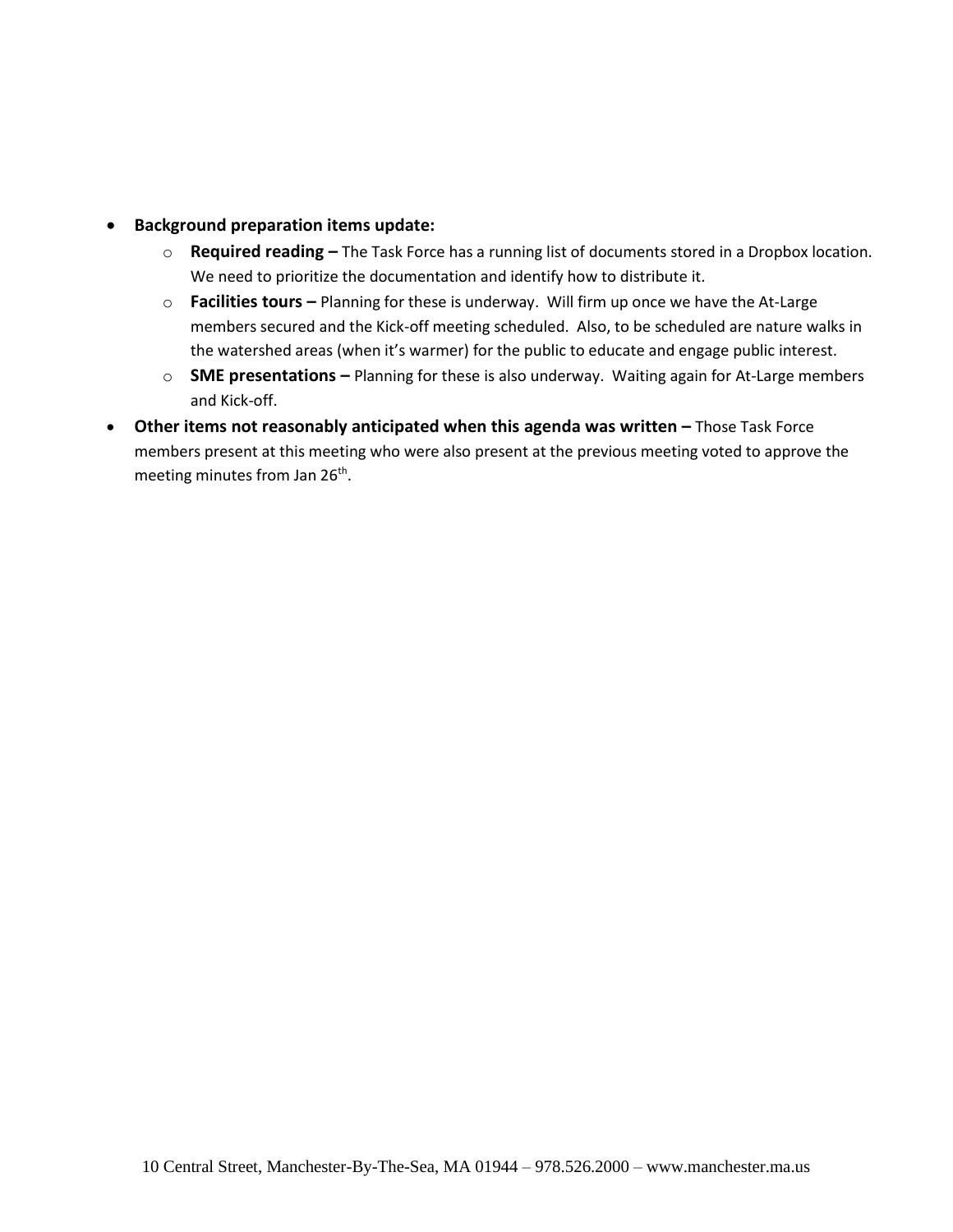- **Background preparation items update:**
  - **Required reading –** The Task Force has a running list of documents stored in a Dropbox location. We need to prioritize the documentation and identify how to distribute it.
  - **Facilities tours –** Planning for these is underway. Will firm up once we have the At-Large members secured and the Kick-off meeting scheduled. Also, to be scheduled are nature walks in the watershed areas (when it's warmer) for the public to educate and engage public interest.
  - **SME presentations –** Planning for these is also underway. Waiting again for At-Large members and Kick-off.
- **Other items not reasonably anticipated when this agenda was written –** Those Task Force members present at this meeting who were also present at the previous meeting voted to approve the meeting minutes from Jan 26th.